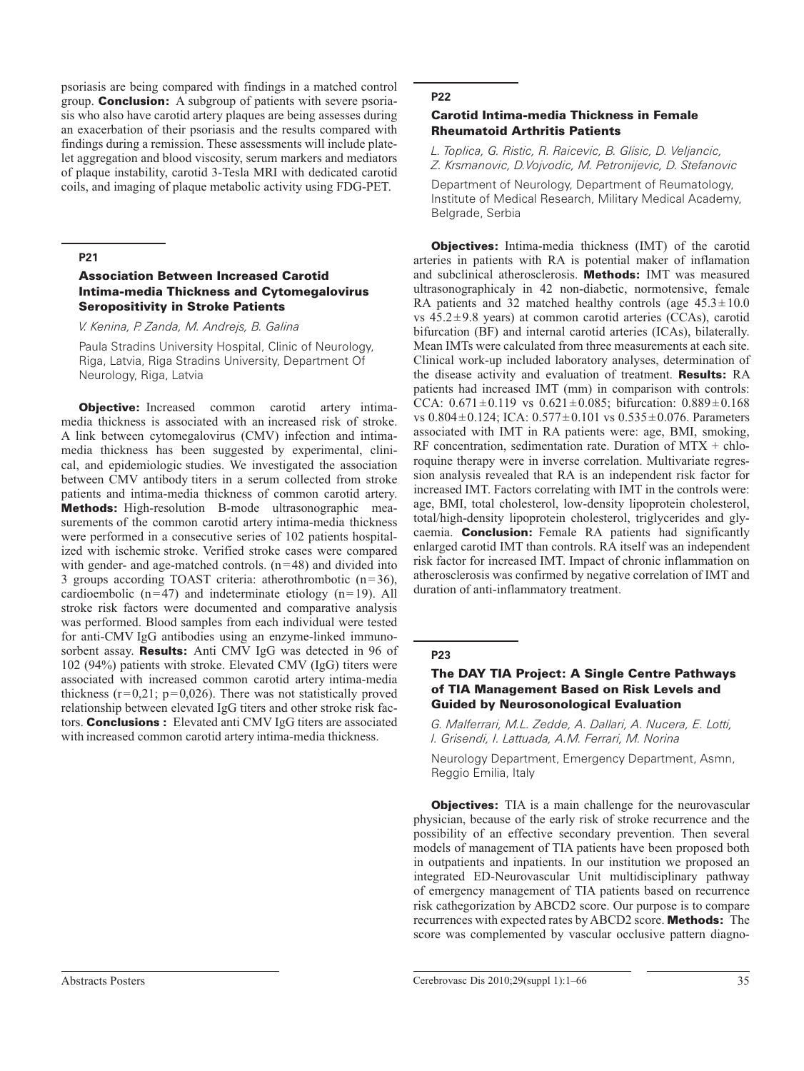psoriasis are being compared with findings in a matched control group. **Conclusion:** A subgroup of patients with severe psoriasis who also have carotid artery plaques are being assesses during an exacerbation of their psoriasis and the results compared with findings during a remission. These assessments will include platelet aggregation and blood viscosity, serum markers and mediators of plaque instability, carotid 3-Tesla MRI with dedicated carotid coils, and imaging of plaque metabolic activity using FDG-PET.

### P21

### Association Between Increased Carotid Intima-media Thickness and Cytomegalovirus Seropositivity in Stroke Patients

*V. Kenina, P. Zanda, M. Andrejs, B. Galina*

Paula Stradins University Hospital, Clinic of Neurology, Riga, Latvia, Riga Stradins University, Department Of Neurology, Riga, Latvia

**Objective:** Increased common carotid artery intima-media thickness is associated with an increased risk of stroke. A link between cytomegalovirus (CMV) infection and intima-media thickness has been suggested by experimental, clinical, and epidemiologic studies. We investigated the association between CMV antibody titers in a serum collected from stroke patients and intima-media thickness of common carotid artery. **Methods:** High-resolution B-mode ultrasonographic measurements of the common carotid artery intima-media thickness were performed in a consecutive series of 102 patients hospitalized with ischemic stroke. Verified stroke cases were compared with gender- and age-matched controls. (n=48) and divided into 3 groups according TOAST criteria: atherothrombotic (n=36), cardioembolic (n=47) and indeterminate etiology (n=19). All stroke risk factors were documented and comparative analysis was performed. Blood samples from each individual were tested for anti-CMV IgG antibodies using an enzyme-linked immunosorbent assay. **Results:** Anti CMV IgG was detected in 96 of 102 (94%) patients with stroke. Elevated CMV (IgG) titers were associated with increased common carotid artery intima-media thickness (r=0,21; p=0,026). There was not statistically proved relationship between elevated IgG titers and other stroke risk factors. **Conclusions :** Elevated anti CMV IgG titers are associated with increased common carotid artery intima-media thickness.

### P22

### Carotid Intima-media Thickness in Female Rheumatoid Arthritis Patients

*L. Toplica, G. Ristic, R. Raicevic, B. Glisic, D. Veljancic, Z. Krsmanovic, D.Vojvodic, M. Petronijevic, D. Stefanovic*

Department of Neurology, Department of Reumatology, Institute of Medical Research, Military Medical Academy, Belgrade, Serbia

**Objectives:** Intima-media thickness (IMT) of the carotid arteries in patients with RA is potential maker of inflamation and subclinical atherosclerosis. **Methods:** IMT was measured ultrasonographicaly in 42 non-diabetic, normotensive, female RA patients and 32 matched healthy controls (age 45.3±10.0 vs 45.2±9.8 years) at common carotid arteries (CCAs), carotid bifurcation (BF) and internal carotid arteries (ICAs), bilaterally. Mean IMTs were calculated from three measurements at each site. Clinical work-up included laboratory analyses, determination of the disease activity and evaluation of treatment. **Results:** RA patients had increased IMT (mm) in comparison with controls: CCA: 0.671±0.119 vs 0.621±0.085; bifurcation: 0.889±0.168 vs 0.804±0.124; ICA: 0.577±0.101 vs 0.535±0.076. Parameters associated with IMT in RA patients were: age, BMI, smoking, RF concentration, sedimentation rate. Duration of MTX + chloroquine therapy were in inverse correlation. Multivariate regression analysis revealed that RA is an independent risk factor for increased IMT. Factors correlating with IMT in the controls were: age, BMI, total cholesterol, low-density lipoprotein cholesterol, total/high-density lipoprotein cholesterol, triglycerides and glycaemia. **Conclusion:** Female RA patients had significantly enlarged carotid IMT than controls. RA itself was an independent risk factor for increased IMT. Impact of chronic inflammation on atherosclerosis was confirmed by negative correlation of IMT and duration of anti-inflammatory treatment.

### P23

### The DAY TIA Project: A Single Centre Pathways of TIA Management Based on Risk Levels and Guided by Neurosonological Evaluation

*G. Malferrari, M.L. Zedde, A. Dallari, A. Nucera, E. Lotti, I. Grisendi, I. Lattuada, A.M. Ferrari, M. Norina*

Neurology Department, Emergency Department, Asmn, Reggio Emilia, Italy

**Objectives:** TIA is a main challenge for the neurovascular physician, because of the early risk of stroke recurrence and the possibility of an effective secondary prevention. Then several models of management of TIA patients have been proposed both in outpatients and inpatients. In our institution we proposed an integrated ED-Neurovascular Unit multidisciplinary pathway of emergency management of TIA patients based on recurrence risk cathegorization by ABCD2 score. Our purpose is to compare recurrences with expected rates by ABCD2 score. **Methods:** The score was complemented by vascular occlusive pattern diagno-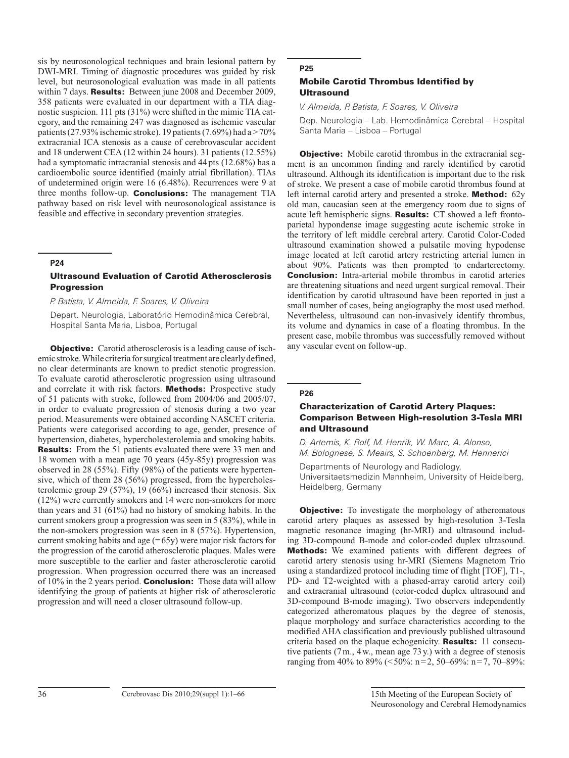sis by neurosonological techniques and brain lesional pattern by DWI-MRI. Timing of diagnostic procedures was guided by risk level, but neurosonological evaluation was made in all patients within 7 days. **Results:** Between june 2008 and December 2009, 358 patients were evaluated in our department with a TIA diagnostic suspicion. 111 pts (31%) were shifted in the mimic TIA category, and the remaining 247 was diagnosed as ischemic vascular patients (27.93% ischemic stroke). 19 patients (7.69%) had a >70% extracranial ICA stenosis as a cause of cerebrovascular accident and 18 underwent CEA (12 within 24 hours). 31 patients (12.55%) had a symptomatic intracranial stenosis and 44 pts (12.68%) has a cardioembolic source identified (mainly atrial fibrillation). TIAs of undetermined origin were 16 (6.48%). Recurrences were 9 at three months follow-up. **Conclusions:** The management TIA pathway based on risk level with neurosonological assistance is feasible and effective in secondary prevention strategies.

### P24

## Ultrasound Evaluation of Carotid Atherosclerosis Progression

*P. Batista, V. Almeida, F. Soares, V. Oliveira*

Depart. Neurologia, Laboratório Hemodinâmica Cerebral, Hospital Santa Maria, Lisboa, Portugal

**Objective:** Carotid atherosclerosis is a leading cause of ischemic stroke. While criteria for surgical treatment are clearly defined, no clear determinants are known to predict stenotic progression. To evaluate carotid atherosclerotic progression using ultrasound and correlate it with risk factors. **Methods:** Prospective study of 51 patients with stroke, followed from 2004/06 and 2005/07, in order to evaluate progression of stenosis during a two year period. Measurements were obtained according NASCET criteria. Patients were categorised according to age, gender, presence of hypertension, diabetes, hypercholesterolemia and smoking habits. **Results:** From the 51 patients evaluated there were 33 men and 18 women with a mean age 70 years (45y-85y) progression was observed in 28 (55%). Fifty (98%) of the patients were hypertensive, which of them 28 (56%) progressed, from the hypercholesterolemic group 29 (57%), 19 (66%) increased their stenosis. Six (12%) were currently smokers and 14 were non-smokers for more than years and 31 (61%) had no history of smoking habits. In the current smokers group a progression was seen in 5 (83%), while in the non-smokers progression was seen in 8 (57%). Hypertension, current smoking habits and age (=65y) were major risk factors for the progression of the carotid atherosclerotic plaques. Males were more susceptible to the earlier and faster atherosclerotic carotid progression. When progression occurred there was an increased of 10% in the 2 years period. **Conclusion:** Those data will allow identifying the group of patients at higher risk of atherosclerotic progression and will need a closer ultrasound follow-up.

### P25

## Mobile Carotid Thrombus Identified by Ultrasound

*V. Almeida, P. Batista, F. Soares, V. Oliveira*

Dep. Neurologia – Lab. Hemodinâmica Cerebral – Hospital Santa Maria – Lisboa – Portugal

**Objective:** Mobile carotid thrombus in the extracranial segment is an uncommon finding and rarely identified by carotid ultrasound. Although its identification is important due to the risk of stroke. We present a case of mobile carotid thrombus found at left internal carotid artery and presented a stroke. **Method:** 62y old man, caucasian seen at the emergency room due to signs of acute left hemispheric signs. **Results:** CT showed a left fronto-parietal hypondense image suggesting acute ischemic stroke in the territory of left middle cerebral artery. Carotid Color-Coded ultrasound examination showed a pulsatile moving hypodense image located at left carotid artery restricting arterial lumen in about 90%. Patients was then prompted to endarterectomy. **Conclusion:** Intra-arterial mobile thrombus in carotid arteries are threatening situations and need urgent surgical removal. Their identification by carotid ultrasound have been reported in just a small number of cases, being angiography the most used method. Nevertheless, ultrasound can non-invasively identify thrombus, its volume and dynamics in case of a floating thrombus. In the present case, mobile thrombus was successfully removed without any vascular event on follow-up.

### P26

## Characterization of Carotid Artery Plaques: Comparison Between High-resolution 3-Tesla MRI and Ultrasound

*D. Artemis, K. Rolf, M. Henrik, W. Marc, A. Alonso, M. Bolognese, S. Meairs, S. Schoenberg, M. Hennerici*

Departments of Neurology and Radiology, Universitaetsmedizin Mannheim, University of Heidelberg, Heidelberg, Germany

**Objective:** To investigate the morphology of atheromatous carotid artery plaques as assessed by high-resolution 3-Tesla magnetic resonance imaging (hr-MRI) and ultrasound including 3D-compound B-mode and color-coded duplex ultrasound. **Methods:** We examined patients with different degrees of carotid artery stenosis using hr-MRI (Siemens Magnetom Trio using a standardized protocol including time of flight [TOF], T1-, PD- and T2-weighted with a phased-array carotid artery coil) and extracranial ultrasound (color-coded duplex ultrasound and 3D-compound B-mode imaging). Two observers independently categorized atheromatous plaques by the degree of stenosis, plaque morphology and surface characteristics according to the modified AHA classification and previously published ultrasound criteria based on the plaque echogenicity. **Results:** 11 consecutive patients (7 m., 4 w., mean age 73 y.) with a degree of stenosis ranging from 40% to 89% (<50%: n=2, 50–69%: n=7, 70–89%: